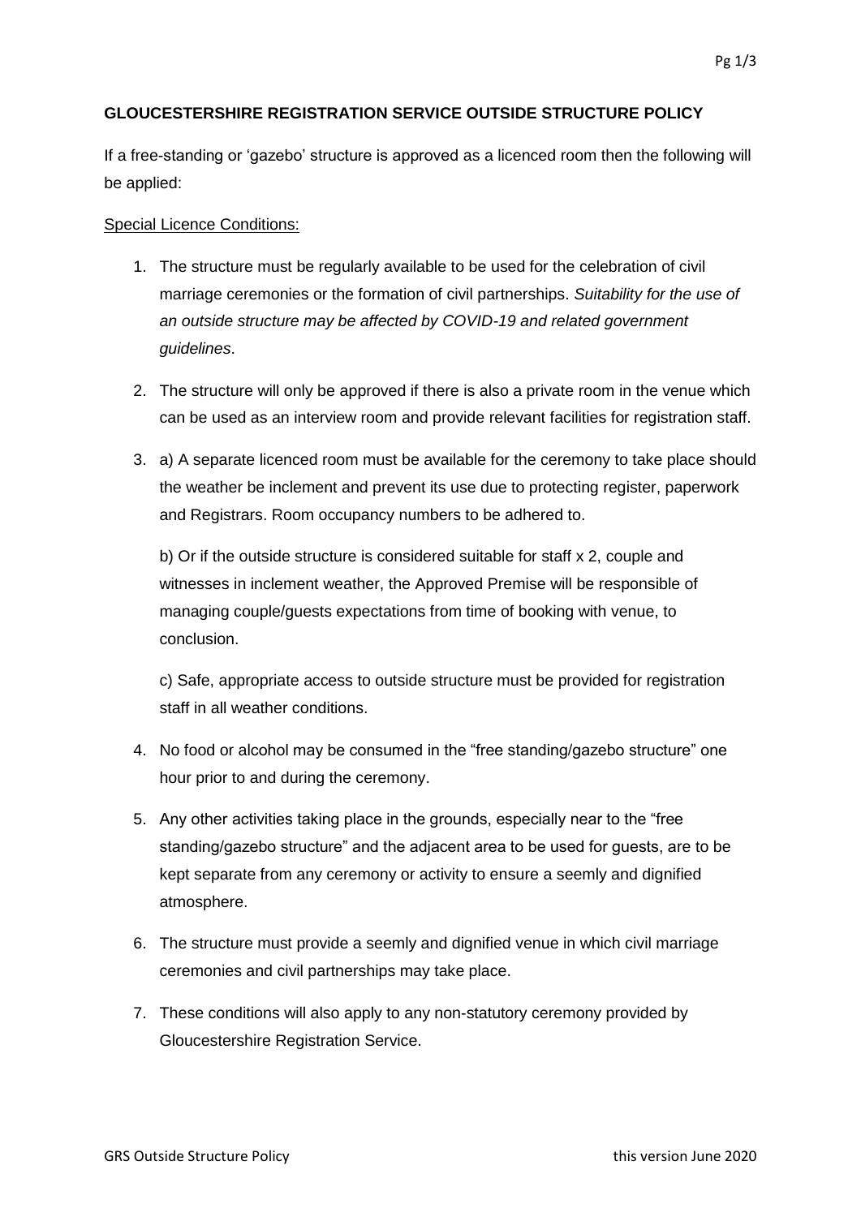**GLOUCESTERSHIRE REGISTRATION SERVICE OUTSIDE STRUCTURE POLICY**

If a free-standing or 'gazebo' structure is approved as a licenced room then the following will be applied:

Special Licence Conditions:

1. The structure must be regularly available to be used for the celebration of civil marriage ceremonies or the formation of civil partnerships. *Suitability for the use of an outside structure may be affected by COVID-19 and related government guidelines*.

2. The structure will only be approved if there is also a private room in the venue which can be used as an interview room and provide relevant facilities for registration staff.

3. a) A separate licenced room must be available for the ceremony to take place should the weather be inclement and prevent its use due to protecting register, paperwork and Registrars. Room occupancy numbers to be adhered to.

   b) Or if the outside structure is considered suitable for staff x 2, couple and witnesses in inclement weather, the Approved Premise will be responsible of managing couple/guests expectations from time of booking with venue, to conclusion.

   c) Safe, appropriate access to outside structure must be provided for registration staff in all weather conditions.

4. No food or alcohol may be consumed in the "free standing/gazebo structure" one hour prior to and during the ceremony.

5. Any other activities taking place in the grounds, especially near to the "free standing/gazebo structure" and the adjacent area to be used for guests, are to be kept separate from any ceremony or activity to ensure a seemly and dignified atmosphere.

6. The structure must provide a seemly and dignified venue in which civil marriage ceremonies and civil partnerships may take place.

7. These conditions will also apply to any non-statutory ceremony provided by Gloucestershire Registration Service.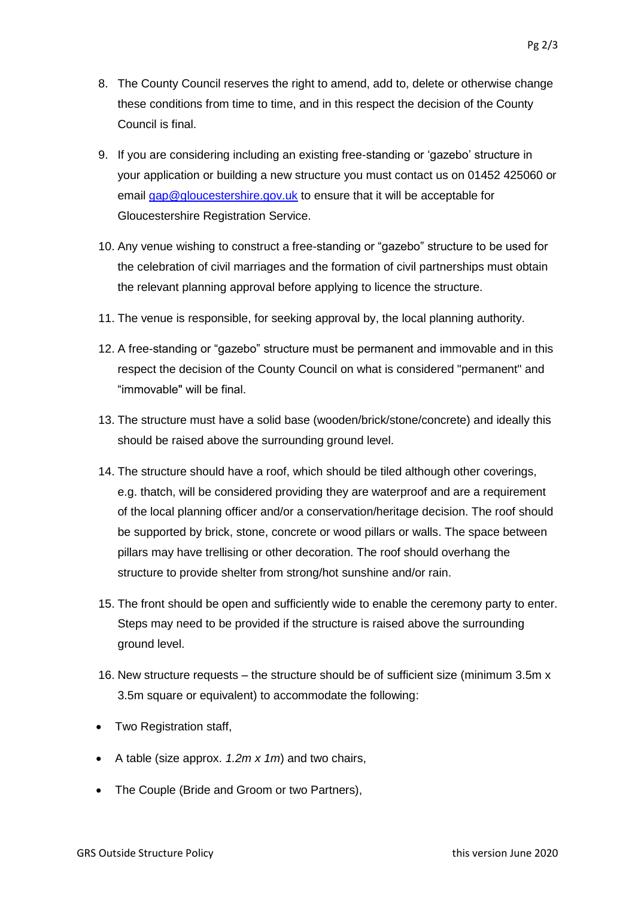8. The County Council reserves the right to amend, add to, delete or otherwise change these conditions from time to time, and in this respect the decision of the County Council is final.

9. If you are considering including an existing free-standing or 'gazebo' structure in your application or building a new structure you must contact us on 01452 425060 or email [gap@gloucestershire.gov.uk](mailto:gap@gloucestershire.gov.uk) to ensure that it will be acceptable for Gloucestershire Registration Service.

10. Any venue wishing to construct a free-standing or "gazebo" structure to be used for the celebration of civil marriages and the formation of civil partnerships must obtain the relevant planning approval before applying to licence the structure.

11. The venue is responsible, for seeking approval by, the local planning authority.

12. A free-standing or "gazebo" structure must be permanent and immovable and in this respect the decision of the County Council on what is considered "permanent" and "immovable" will be final.

13. The structure must have a solid base (wooden/brick/stone/concrete) and ideally this should be raised above the surrounding ground level.

14. The structure should have a roof, which should be tiled although other coverings, e.g. thatch, will be considered providing they are waterproof and are a requirement of the local planning officer and/or a conservation/heritage decision. The roof should be supported by brick, stone, concrete or wood pillars or walls. The space between pillars may have trellising or other decoration. The roof should overhang the structure to provide shelter from strong/hot sunshine and/or rain.

15. The front should be open and sufficiently wide to enable the ceremony party to enter. Steps may need to be provided if the structure is raised above the surrounding ground level.

16. New structure requests – the structure should be of sufficient size (minimum 3.5m x 3.5m square or equivalent) to accommodate the following:

- Two Registration staff,
- A table (size approx. *1.2m x 1m*) and two chairs,
- The Couple (Bride and Groom or two Partners),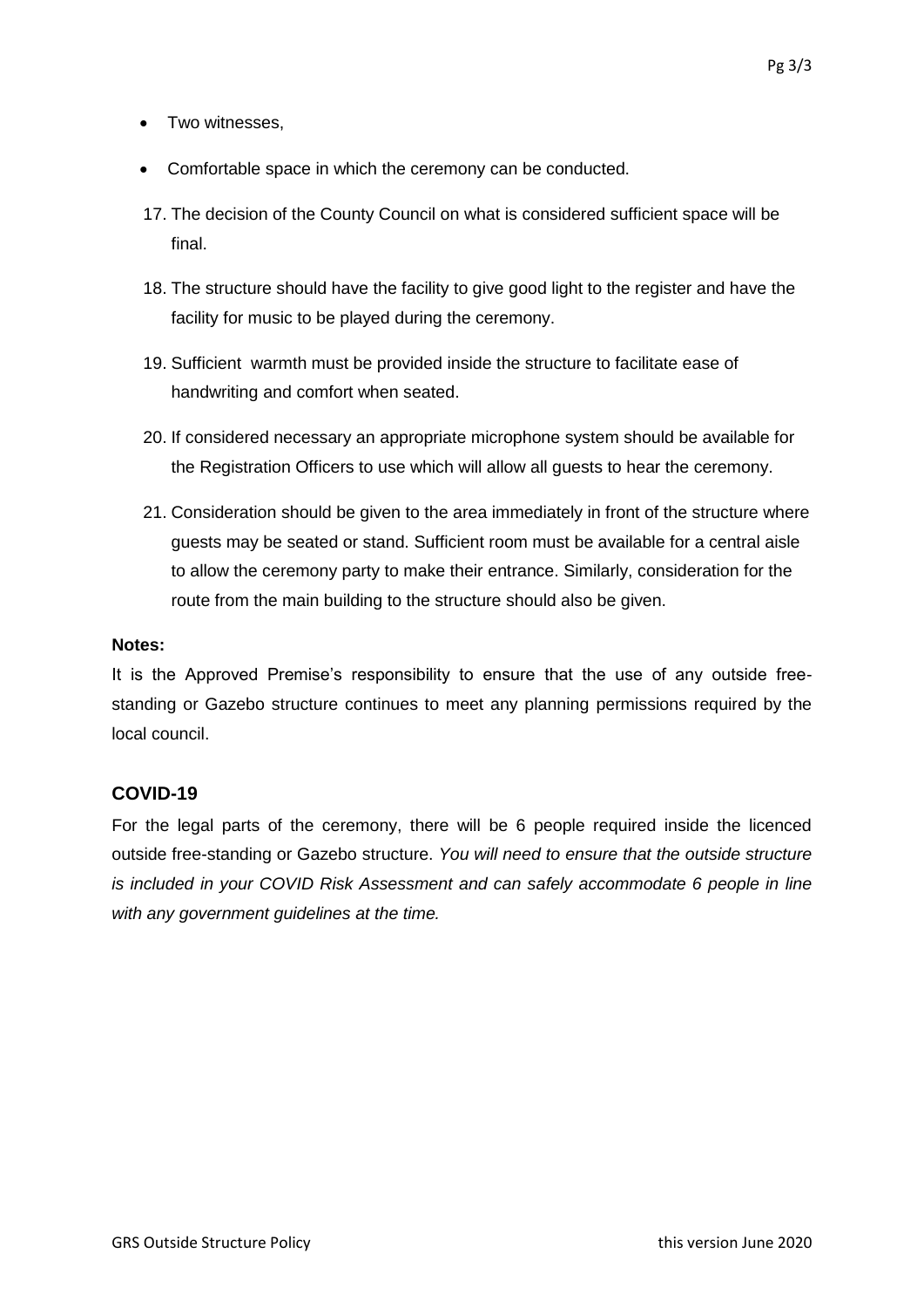- Two witnesses,
- Comfortable space in which the ceremony can be conducted.

17. The decision of the County Council on what is considered sufficient space will be final.
18. The structure should have the facility to give good light to the register and have the facility for music to be played during the ceremony.
19. Sufficient warmth must be provided inside the structure to facilitate ease of handwriting and comfort when seated.
20. If considered necessary an appropriate microphone system should be available for the Registration Officers to use which will allow all guests to hear the ceremony.
21. Consideration should be given to the area immediately in front of the structure where guests may be seated or stand. Sufficient room must be available for a central aisle to allow the ceremony party to make their entrance. Similarly, consideration for the route from the main building to the structure should also be given.

**Notes:**

It is the Approved Premise's responsibility to ensure that the use of any outside free-standing or Gazebo structure continues to meet any planning permissions required by the local council.

## COVID-19

For the legal parts of the ceremony, there will be 6 people required inside the licenced outside free-standing or Gazebo structure. *You will need to ensure that the outside structure is included in your COVID Risk Assessment and can safely accommodate 6 people in line with any government guidelines at the time.*